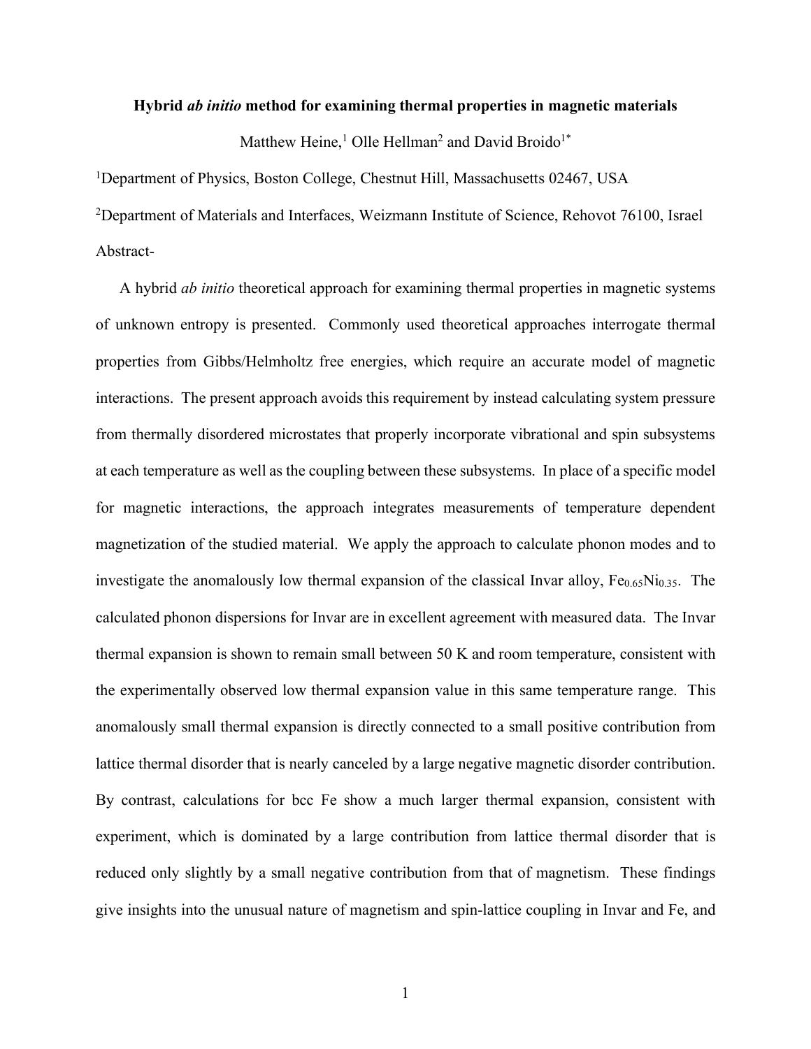# Hybrid *ab initio* method for examining thermal properties in magnetic materials

Matthew Heine,[1] Olle Hellman[2] and David Broido[1*]

[1]Department of Physics, Boston College, Chestnut Hill, Massachusetts 02467, USA

[2]Department of Materials and Interfaces, Weizmann Institute of Science, Rehovot 76100, Israel

Abstract-

A hybrid *ab initio* theoretical approach for examining thermal properties in magnetic systems of unknown entropy is presented. Commonly used theoretical approaches interrogate thermal properties from Gibbs/Helmholtz free energies, which require an accurate model of magnetic interactions. The present approach avoids this requirement by instead calculating system pressure from thermally disordered microstates that properly incorporate vibrational and spin subsystems at each temperature as well as the coupling between these subsystems. In place of a specific model for magnetic interactions, the approach integrates measurements of temperature dependent magnetization of the studied material. We apply the approach to calculate phonon modes and to investigate the anomalously low thermal expansion of the classical Invar alloy, $Fe_{0.65}Ni_{0.35}$. The calculated phonon dispersions for Invar are in excellent agreement with measured data. The Invar thermal expansion is shown to remain small between 50 K and room temperature, consistent with the experimentally observed low thermal expansion value in this same temperature range. This anomalously small thermal expansion is directly connected to a small positive contribution from lattice thermal disorder that is nearly canceled by a large negative magnetic disorder contribution. By contrast, calculations for bcc Fe show a much larger thermal expansion, consistent with experiment, which is dominated by a large contribution from lattice thermal disorder that is reduced only slightly by a small negative contribution from that of magnetism. These findings give insights into the unusual nature of magnetism and spin-lattice coupling in Invar and Fe, and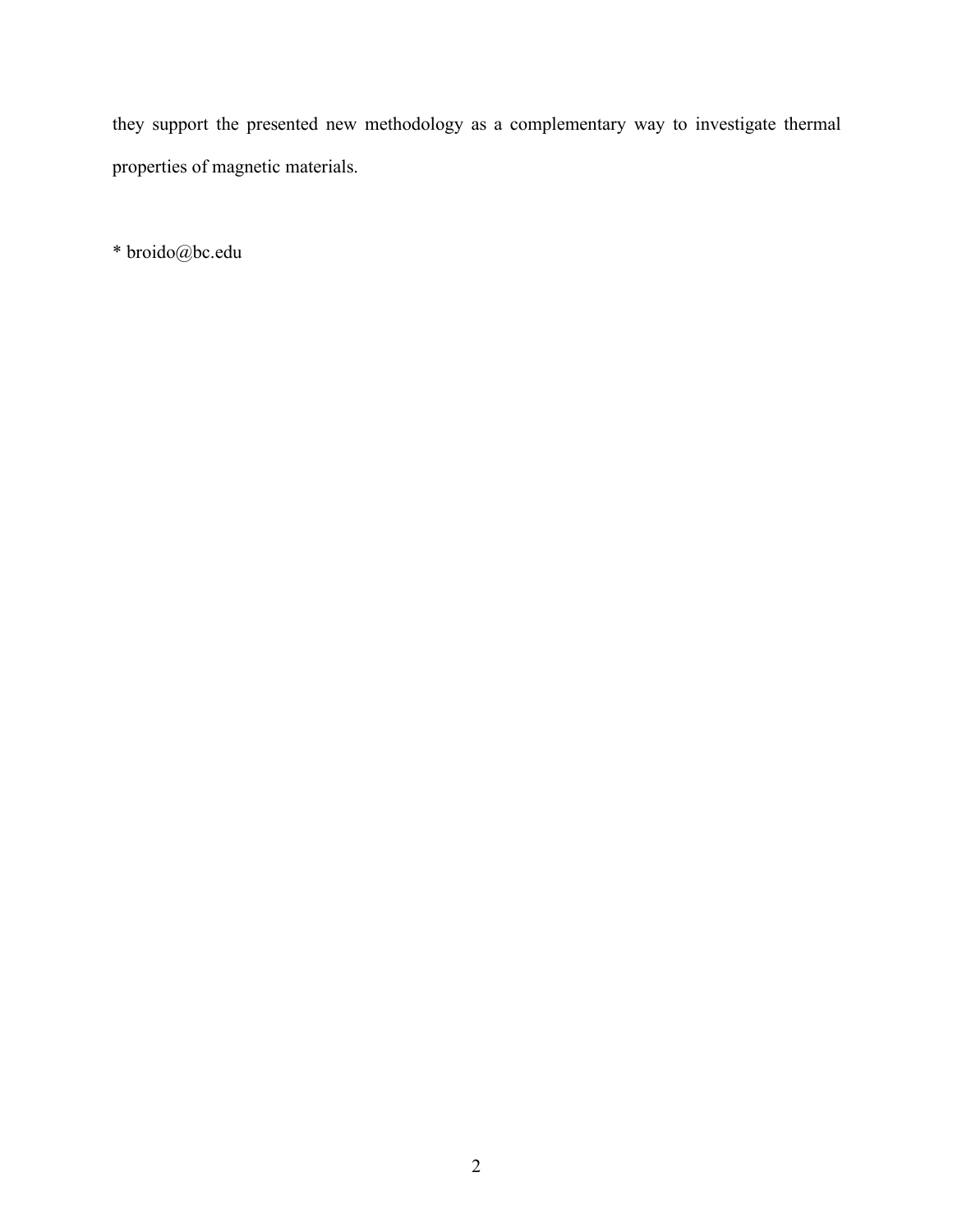they support the presented new methodology as a complementary way to investigate thermal properties of magnetic materials.

* broido@bc.edu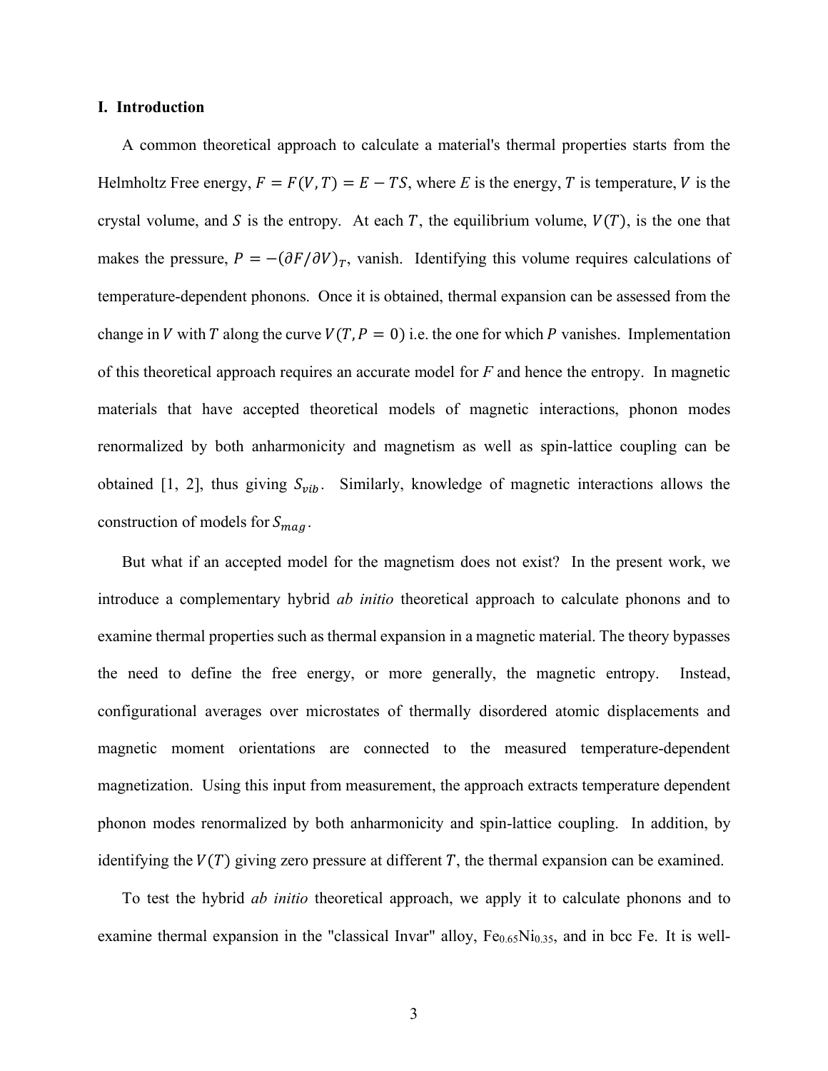## I. Introduction

A common theoretical approach to calculate a material's thermal properties starts from the Helmholtz Free energy, $F = F(V,T) = E - TS$, where $E$ is the energy, $T$ is temperature, $V$ is the crystal volume, and $S$ is the entropy. At each $T$, the equilibrium volume, $V(T)$, is the one that makes the pressure, $P = -(\partial F/\partial V)_T$, vanish. Identifying this volume requires calculations of temperature-dependent phonons. Once it is obtained, thermal expansion can be assessed from the change in $V$ with $T$ along the curve $V(T, P = 0)$ i.e. the one for which $P$ vanishes. Implementation of this theoretical approach requires an accurate model for $F$ and hence the entropy. In magnetic materials that have accepted theoretical models of magnetic interactions, phonon modes renormalized by both anharmonicity and magnetism as well as spin-lattice coupling can be obtained [1, 2], thus giving $S_{vib}$. Similarly, knowledge of magnetic interactions allows the construction of models for $S_{mag}$.

But what if an accepted model for the magnetism does not exist? In the present work, we introduce a complementary hybrid *ab initio* theoretical approach to calculate phonons and to examine thermal properties such as thermal expansion in a magnetic material. The theory bypasses the need to define the free energy, or more generally, the magnetic entropy. Instead, configurational averages over microstates of thermally disordered atomic displacements and magnetic moment orientations are connected to the measured temperature-dependent magnetization. Using this input from measurement, the approach extracts temperature dependent phonon modes renormalized by both anharmonicity and spin-lattice coupling. In addition, by identifying the $V(T)$ giving zero pressure at different $T$, the thermal expansion can be examined.

To test the hybrid *ab initio* theoretical approach, we apply it to calculate phonons and to examine thermal expansion in the "classical Invar" alloy, $Fe_{0.65}Ni_{0.35}$, and in bcc Fe. It is well-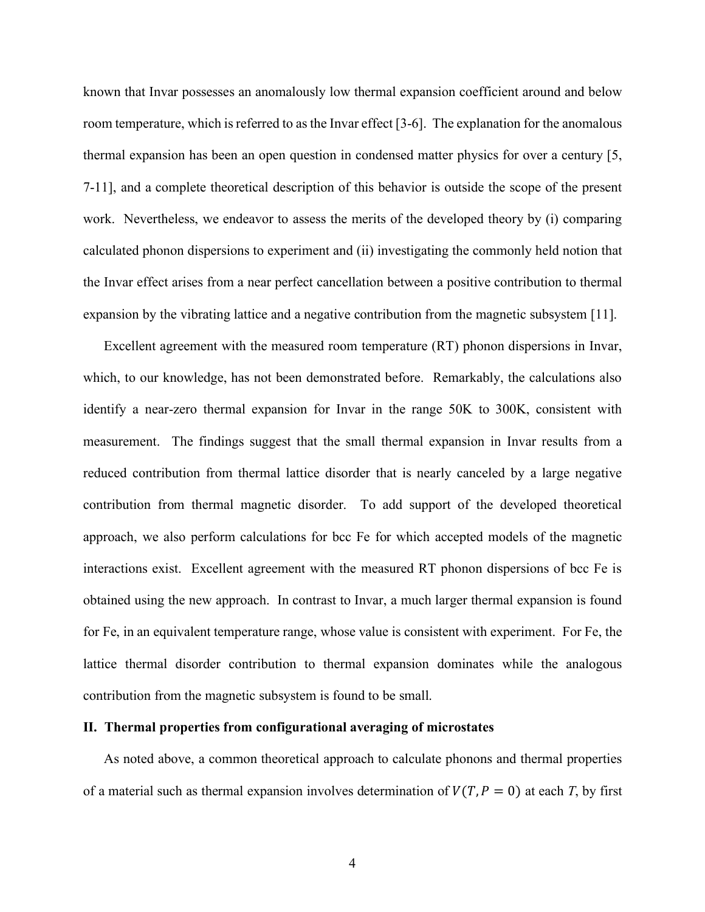known that Invar possesses an anomalously low thermal expansion coefficient around and below room temperature, which is referred to as the Invar effect [3-6]. The explanation for the anomalous thermal expansion has been an open question in condensed matter physics for over a century [5, 7-11], and a complete theoretical description of this behavior is outside the scope of the present work. Nevertheless, we endeavor to assess the merits of the developed theory by (i) comparing calculated phonon dispersions to experiment and (ii) investigating the commonly held notion that the Invar effect arises from a near perfect cancellation between a positive contribution to thermal expansion by the vibrating lattice and a negative contribution from the magnetic subsystem [11].

Excellent agreement with the measured room temperature (RT) phonon dispersions in Invar, which, to our knowledge, has not been demonstrated before. Remarkably, the calculations also identify a near-zero thermal expansion for Invar in the range 50K to 300K, consistent with measurement. The findings suggest that the small thermal expansion in Invar results from a reduced contribution from thermal lattice disorder that is nearly canceled by a large negative contribution from thermal magnetic disorder. To add support of the developed theoretical approach, we also perform calculations for bcc Fe for which accepted models of the magnetic interactions exist. Excellent agreement with the measured RT phonon dispersions of bcc Fe is obtained using the new approach. In contrast to Invar, a much larger thermal expansion is found for Fe, in an equivalent temperature range, whose value is consistent with experiment. For Fe, the lattice thermal disorder contribution to thermal expansion dominates while the analogous contribution from the magnetic subsystem is found to be small.

## II. Thermal properties from configurational averaging of microstates

As noted above, a common theoretical approach to calculate phonons and thermal properties of a material such as thermal expansion involves determination of $V(T, P = 0)$ at each $T$, by first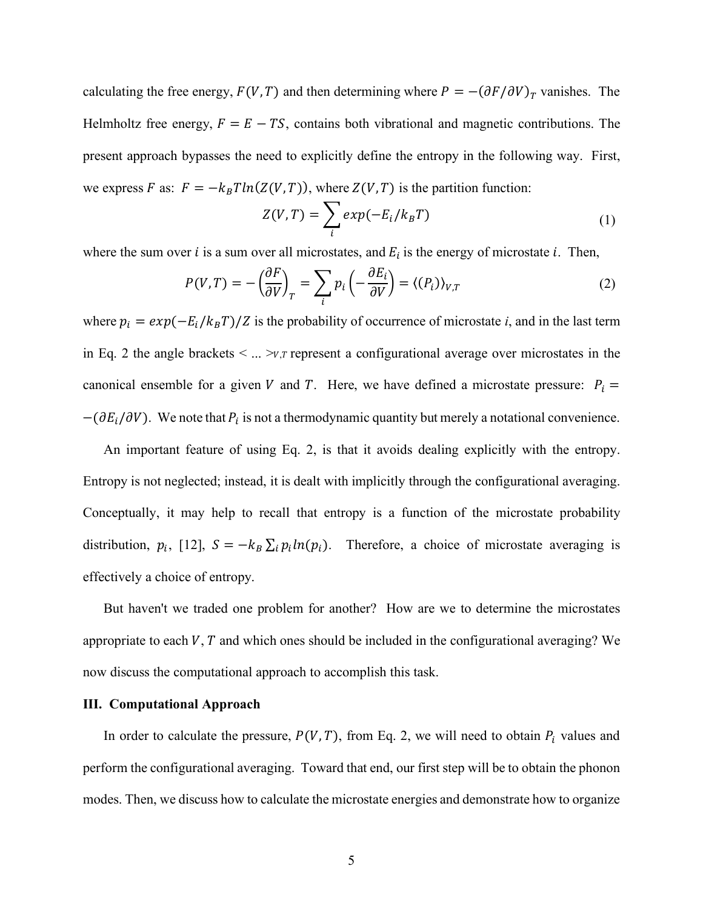calculating the free energy, $F(V,T)$ and then determining where $P = -(\partial F/\partial V)_T$ vanishes. The Helmholtz free energy, $F = E - TS$, contains both vibrational and magnetic contributions. The present approach bypasses the need to explicitly define the entropy in the following way. First, we express $F$ as: $F = -k_B T ln(Z(V,T))$, where $Z(V,T)$ is the partition function:

$$Z(V,T) = \sum_i exp(-E_i/k_B T) \tag{1}$$

where the sum over $i$ is a sum over all microstates, and $E_i$ is the energy of microstate $i$. Then,

$$P(V,T) = -\left(\frac{\partial F}{\partial V}\right)_T = \sum_i p_i \left(-\frac{\partial E_i}{\partial V}\right) = \langle (P_i) \rangle_{V,T} \tag{2}$$

where $p_i = exp(-E_i/k_B T)/Z$ is the probability of occurrence of microstate *i*, and in the last term in Eq. 2 the angle brackets < ... >$_{V,T}$ represent a configurational average over microstates in the canonical ensemble for a given $V$ and $T$. Here, we have defined a microstate pressure: $P_i = -(\partial E_i/\partial V)$. We note that $P_i$ is not a thermodynamic quantity but merely a notational convenience.

An important feature of using Eq. 2, is that it avoids dealing explicitly with the entropy. Entropy is not neglected; instead, it is dealt with implicitly through the configurational averaging. Conceptually, it may help to recall that entropy is a function of the microstate probability distribution, $p_i$, [12], $S = -k_B \sum_i p_i ln(p_i)$. Therefore, a choice of microstate averaging is effectively a choice of entropy.

But haven't we traded one problem for another? How are we to determine the microstates appropriate to each $V$, $T$ and which ones should be included in the configurational averaging? We now discuss the computational approach to accomplish this task.

## III. Computational Approach

In order to calculate the pressure, $P(V,T)$, from Eq. 2, we will need to obtain $P_i$ values and perform the configurational averaging. Toward that end, our first step will be to obtain the phonon modes. Then, we discuss how to calculate the microstate energies and demonstrate how to organize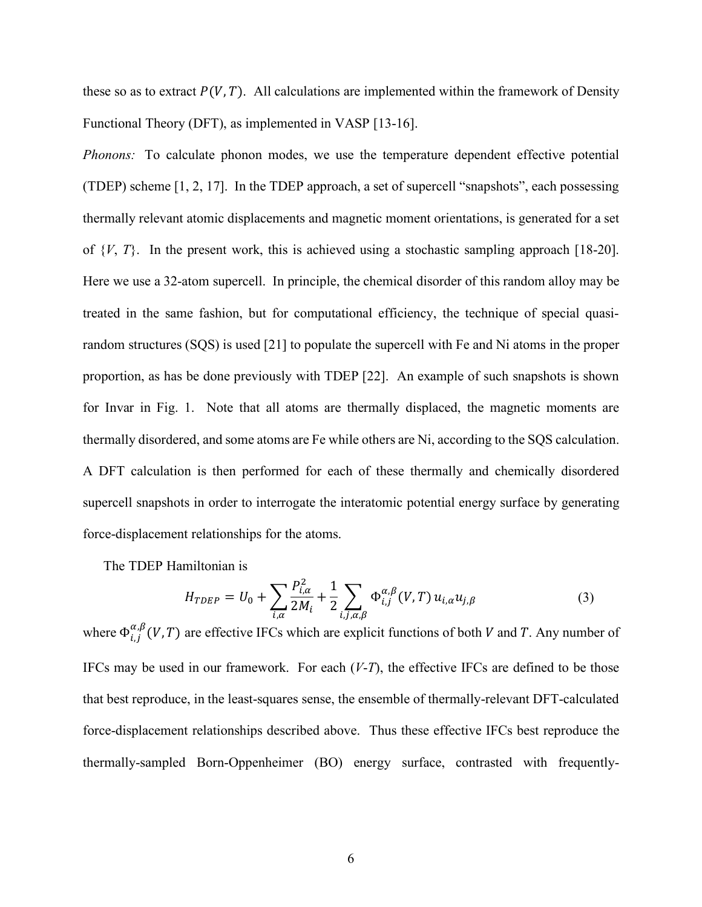these so as to extract $P(V,T)$. All calculations are implemented within the framework of Density Functional Theory (DFT), as implemented in VASP [13-16].

*Phonons:* To calculate phonon modes, we use the temperature dependent effective potential (TDEP) scheme [1, 2, 17]. In the TDEP approach, a set of supercell "snapshots", each possessing thermally relevant atomic displacements and magnetic moment orientations, is generated for a set of $\{V, T\}$. In the present work, this is achieved using a stochastic sampling approach [18-20]. Here we use a 32-atom supercell. In principle, the chemical disorder of this random alloy may be treated in the same fashion, but for computational efficiency, the technique of special quasi-random structures (SQS) is used [21] to populate the supercell with Fe and Ni atoms in the proper proportion, as has be done previously with TDEP [22]. An example of such snapshots is shown for Invar in Fig. 1. Note that all atoms are thermally displaced, the magnetic moments are thermally disordered, and some atoms are Fe while others are Ni, according to the SQS calculation. A DFT calculation is then performed for each of these thermally and chemically disordered supercell snapshots in order to interrogate the interatomic potential energy surface by generating force-displacement relationships for the atoms.

The TDEP Hamiltonian is

$$H_{TDEP} = U_0 + \sum_{i,\alpha} \frac{P_{i,\alpha}^2}{2M_i} + \frac{1}{2} \sum_{i,j,\alpha,\beta} \Phi_{i,j}^{\alpha,\beta}(V,T)\, u_{i,\alpha} u_{j,\beta} \tag{3}$$

where $\Phi_{i,j}^{\alpha,\beta}(V,T)$ are effective IFCs which are explicit functions of both $V$ and $T$. Any number of IFCs may be used in our framework. For each ($V$-$T$), the effective IFCs are defined to be those that best reproduce, in the least-squares sense, the ensemble of thermally-relevant DFT-calculated force-displacement relationships described above. Thus these effective IFCs best reproduce the thermally-sampled Born-Oppenheimer (BO) energy surface, contrasted with frequently-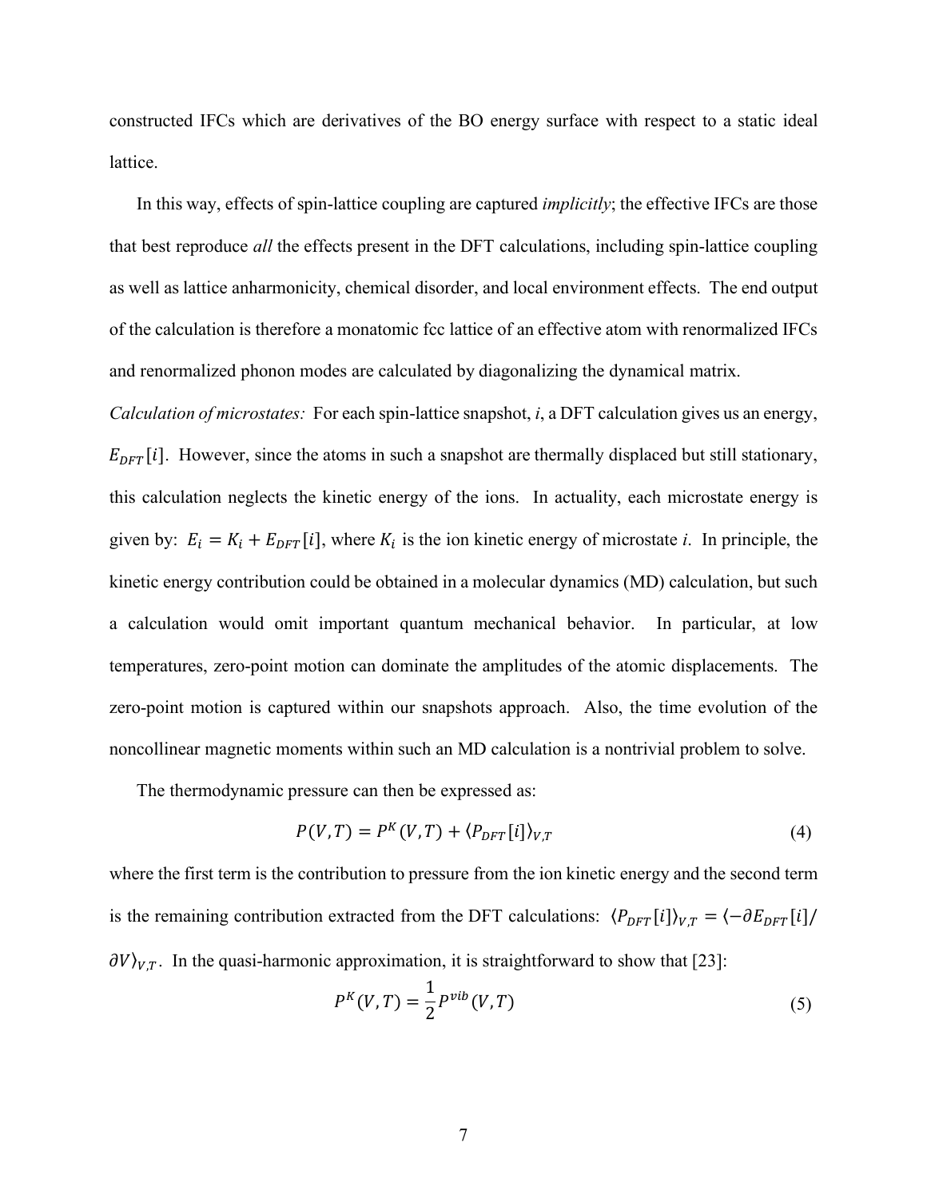constructed IFCs which are derivatives of the BO energy surface with respect to a static ideal lattice.

In this way, effects of spin-lattice coupling are captured *implicitly*; the effective IFCs are those that best reproduce *all* the effects present in the DFT calculations, including spin-lattice coupling as well as lattice anharmonicity, chemical disorder, and local environment effects. The end output of the calculation is therefore a monatomic fcc lattice of an effective atom with renormalized IFCs and renormalized phonon modes are calculated by diagonalizing the dynamical matrix.

*Calculation of microstates:* For each spin-lattice snapshot, *i*, a DFT calculation gives us an energy, $E_{DFT}[i]$. However, since the atoms in such a snapshot are thermally displaced but still stationary, this calculation neglects the kinetic energy of the ions. In actuality, each microstate energy is given by: $E_i = K_i + E_{DFT}[i]$, where $K_i$ is the ion kinetic energy of microstate *i*. In principle, the kinetic energy contribution could be obtained in a molecular dynamics (MD) calculation, but such a calculation would omit important quantum mechanical behavior. In particular, at low temperatures, zero-point motion can dominate the amplitudes of the atomic displacements. The zero-point motion is captured within our snapshots approach. Also, the time evolution of the noncollinear magnetic moments within such an MD calculation is a nontrivial problem to solve.

The thermodynamic pressure can then be expressed as:

$$P(V,T) = P^K(V,T) + \langle P_{DFT}[i] \rangle_{V,T} \tag{4}$$

where the first term is the contribution to pressure from the ion kinetic energy and the second term is the remaining contribution extracted from the DFT calculations: $\langle P_{DFT}[i] \rangle_{V,T} = \langle -\partial E_{DFT}[i] / \partial V \rangle_{V,T}$. In the quasi-harmonic approximation, it is straightforward to show that [23]:

$$P^K(V,T) = \frac{1}{2} P^{vib}(V,T) \tag{5}$$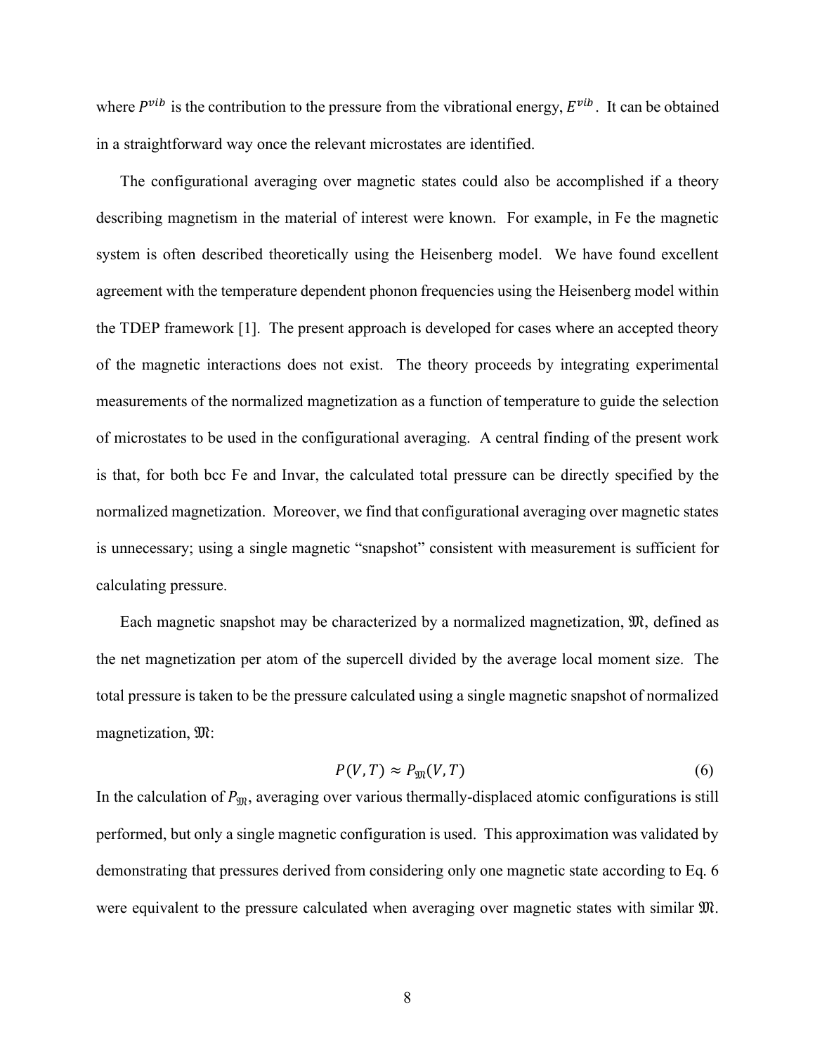where $P^{vib}$ is the contribution to the pressure from the vibrational energy, $E^{vib}$. It can be obtained in a straightforward way once the relevant microstates are identified.

The configurational averaging over magnetic states could also be accomplished if a theory describing magnetism in the material of interest were known. For example, in Fe the magnetic system is often described theoretically using the Heisenberg model. We have found excellent agreement with the temperature dependent phonon frequencies using the Heisenberg model within the TDEP framework [1]. The present approach is developed for cases where an accepted theory of the magnetic interactions does not exist. The theory proceeds by integrating experimental measurements of the normalized magnetization as a function of temperature to guide the selection of microstates to be used in the configurational averaging. A central finding of the present work is that, for both bcc Fe and Invar, the calculated total pressure can be directly specified by the normalized magnetization. Moreover, we find that configurational averaging over magnetic states is unnecessary; using a single magnetic "snapshot" consistent with measurement is sufficient for calculating pressure.

Each magnetic snapshot may be characterized by a normalized magnetization, $\mathfrak{M}$, defined as the net magnetization per atom of the supercell divided by the average local moment size. The total pressure is taken to be the pressure calculated using a single magnetic snapshot of normalized magnetization, $\mathfrak{M}$:

$$P(V,T) \approx P_{\mathfrak{M}}(V,T) \tag{6}$$

In the calculation of $P_{\mathfrak{M}}$, averaging over various thermally-displaced atomic configurations is still performed, but only a single magnetic configuration is used. This approximation was validated by demonstrating that pressures derived from considering only one magnetic state according to Eq. 6 were equivalent to the pressure calculated when averaging over magnetic states with similar $\mathfrak{M}$.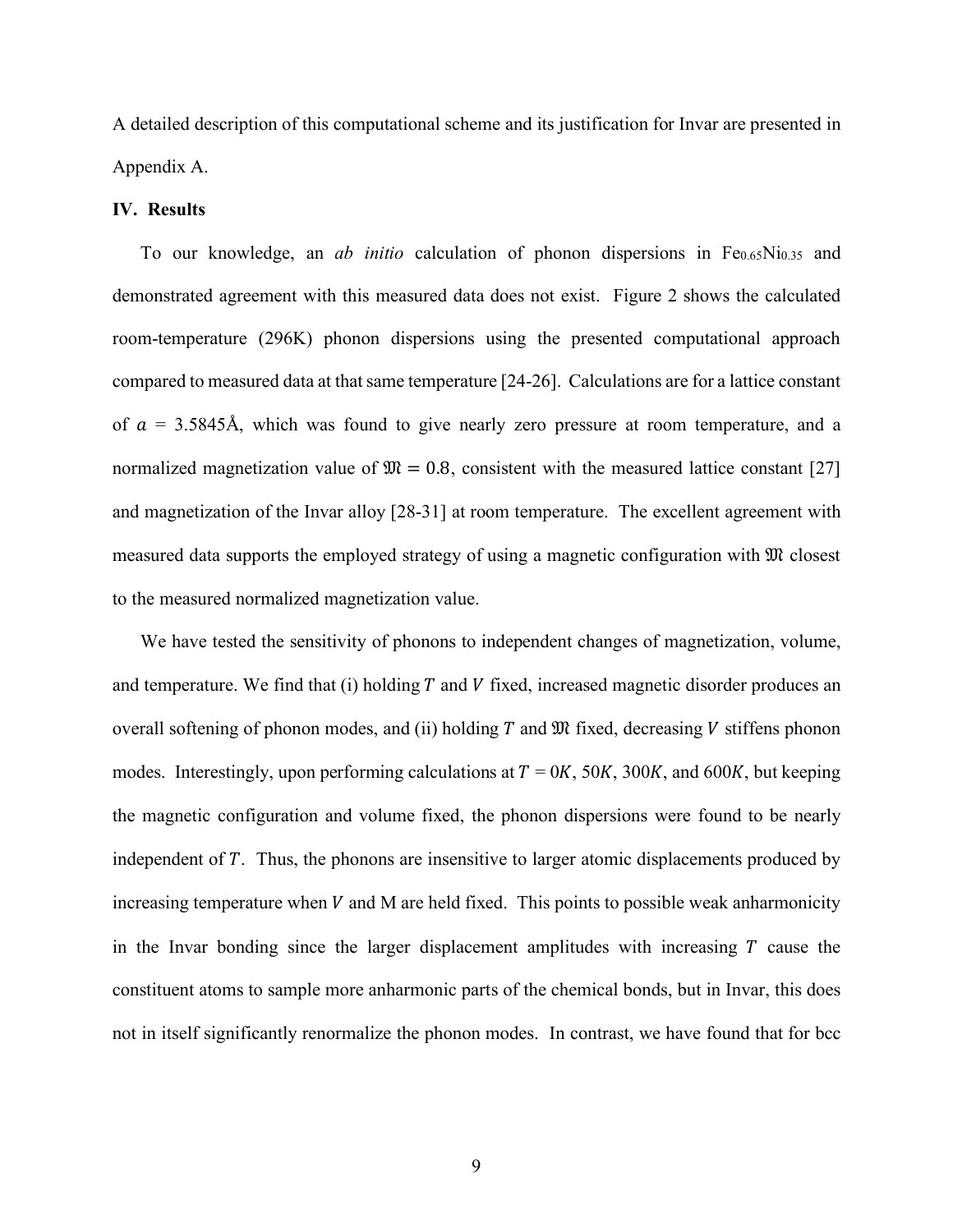A detailed description of this computational scheme and its justification for Invar are presented in Appendix A.

## IV. Results

To our knowledge, an *ab initio* calculation of phonon dispersions in $Fe_{0.65}Ni_{0.35}$ and demonstrated agreement with this measured data does not exist. Figure 2 shows the calculated room-temperature (296K) phonon dispersions using the presented computational approach compared to measured data at that same temperature [24-26]. Calculations are for a lattice constant of $a$ = 3.5845Å, which was found to give nearly zero pressure at room temperature, and a normalized magnetization value of $\mathfrak{M} = 0.8$, consistent with the measured lattice constant [27] and magnetization of the Invar alloy [28-31] at room temperature. The excellent agreement with measured data supports the employed strategy of using a magnetic configuration with $\mathfrak{M}$ closest to the measured normalized magnetization value.

We have tested the sensitivity of phonons to independent changes of magnetization, volume, and temperature. We find that (i) holding $T$ and $V$ fixed, increased magnetic disorder produces an overall softening of phonon modes, and (ii) holding $T$ and $\mathfrak{M}$ fixed, decreasing $V$ stiffens phonon modes. Interestingly, upon performing calculations at $T$ = $0K$, $50K$, $300K$, and $600K$, but keeping the magnetic configuration and volume fixed, the phonon dispersions were found to be nearly independent of $T$. Thus, the phonons are insensitive to larger atomic displacements produced by increasing temperature when $V$ and M are held fixed. This points to possible weak anharmonicity in the Invar bonding since the larger displacement amplitudes with increasing $T$ cause the constituent atoms to sample more anharmonic parts of the chemical bonds, but in Invar, this does not in itself significantly renormalize the phonon modes. In contrast, we have found that for bcc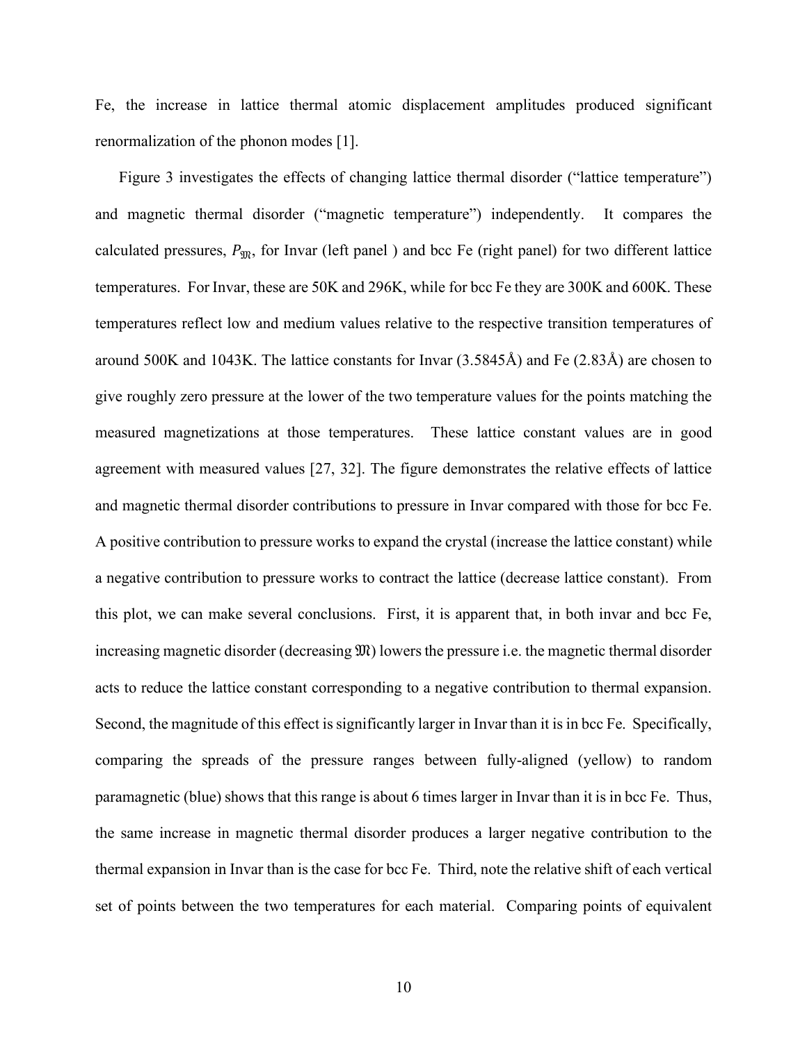Fe, the increase in lattice thermal atomic displacement amplitudes produced significant renormalization of the phonon modes [1].

Figure 3 investigates the effects of changing lattice thermal disorder ("lattice temperature") and magnetic thermal disorder ("magnetic temperature") independently. It compares the calculated pressures, $P_{\mathfrak{M}}$, for Invar (left panel ) and bcc Fe (right panel) for two different lattice temperatures. For Invar, these are 50K and 296K, while for bcc Fe they are 300K and 600K. These temperatures reflect low and medium values relative to the respective transition temperatures of around 500K and 1043K. The lattice constants for Invar (3.5845Å) and Fe (2.83Å) are chosen to give roughly zero pressure at the lower of the two temperature values for the points matching the measured magnetizations at those temperatures. These lattice constant values are in good agreement with measured values [27, 32]. The figure demonstrates the relative effects of lattice and magnetic thermal disorder contributions to pressure in Invar compared with those for bcc Fe. A positive contribution to pressure works to expand the crystal (increase the lattice constant) while a negative contribution to pressure works to contract the lattice (decrease lattice constant). From this plot, we can make several conclusions. First, it is apparent that, in both invar and bcc Fe, increasing magnetic disorder (decreasing $\mathfrak{M}$) lowers the pressure i.e. the magnetic thermal disorder acts to reduce the lattice constant corresponding to a negative contribution to thermal expansion. Second, the magnitude of this effect is significantly larger in Invar than it is in bcc Fe. Specifically, comparing the spreads of the pressure ranges between fully-aligned (yellow) to random paramagnetic (blue) shows that this range is about 6 times larger in Invar than it is in bcc Fe. Thus, the same increase in magnetic thermal disorder produces a larger negative contribution to the thermal expansion in Invar than is the case for bcc Fe. Third, note the relative shift of each vertical set of points between the two temperatures for each material. Comparing points of equivalent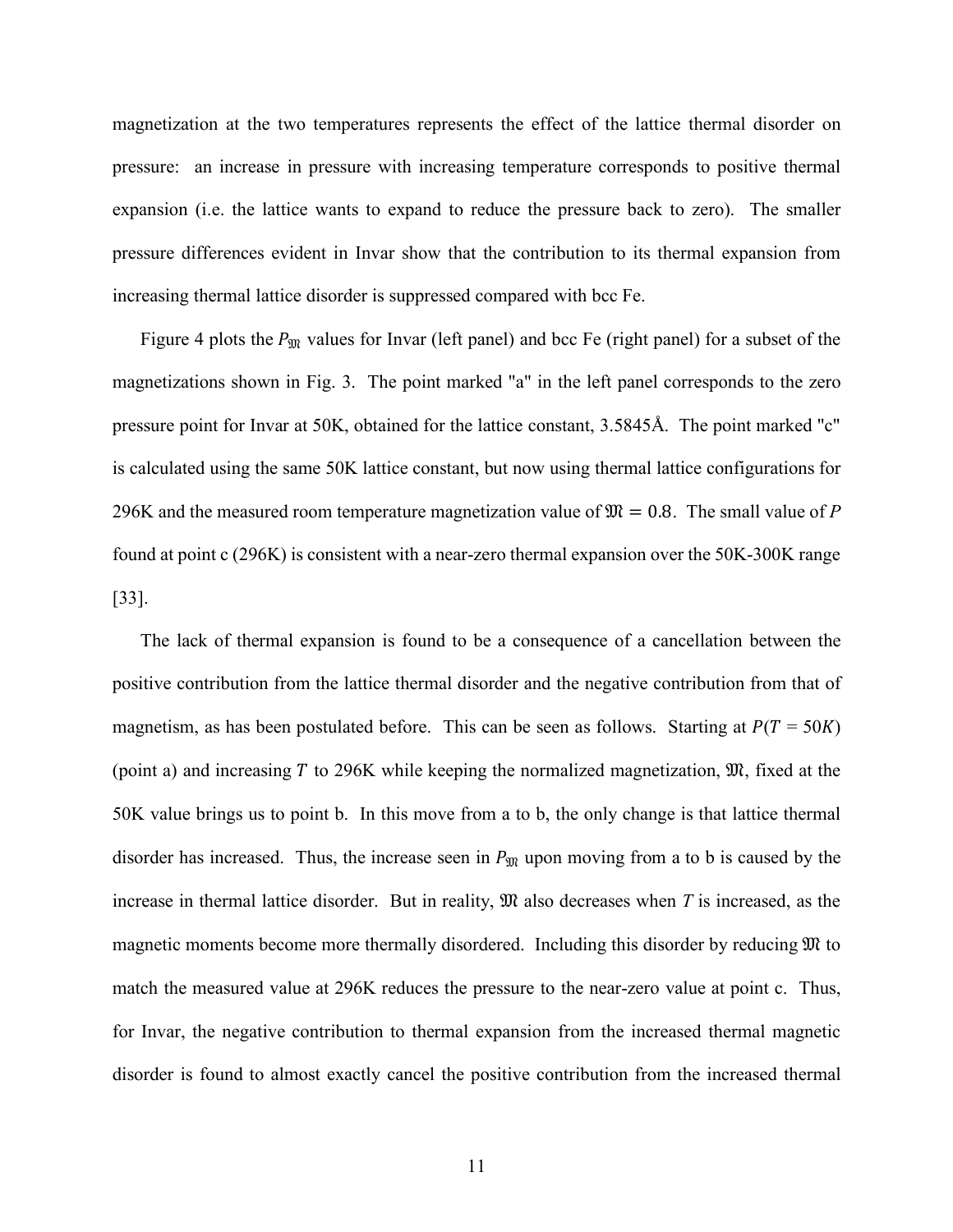magnetization at the two temperatures represents the effect of the lattice thermal disorder on pressure: an increase in pressure with increasing temperature corresponds to positive thermal expansion (i.e. the lattice wants to expand to reduce the pressure back to zero). The smaller pressure differences evident in Invar show that the contribution to its thermal expansion from increasing thermal lattice disorder is suppressed compared with bcc Fe.

Figure 4 plots the $P_{\mathfrak{M}}$ values for Invar (left panel) and bcc Fe (right panel) for a subset of the magnetizations shown in Fig. 3. The point marked "a" in the left panel corresponds to the zero pressure point for Invar at 50K, obtained for the lattice constant, 3.5845Å. The point marked "c" is calculated using the same 50K lattice constant, but now using thermal lattice configurations for 296K and the measured room temperature magnetization value of $\mathfrak{M} = 0.8$. The small value of $P$ found at point c (296K) is consistent with a near-zero thermal expansion over the 50K-300K range [33].

The lack of thermal expansion is found to be a consequence of a cancellation between the positive contribution from the lattice thermal disorder and the negative contribution from that of magnetism, as has been postulated before. This can be seen as follows. Starting at $P(T = 50K)$ (point a) and increasing $T$ to 296K while keeping the normalized magnetization, $\mathfrak{M}$, fixed at the 50K value brings us to point b. In this move from a to b, the only change is that lattice thermal disorder has increased. Thus, the increase seen in $P_{\mathfrak{M}}$ upon moving from a to b is caused by the increase in thermal lattice disorder. But in reality, $\mathfrak{M}$ also decreases when $T$ is increased, as the magnetic moments become more thermally disordered. Including this disorder by reducing $\mathfrak{M}$ to match the measured value at 296K reduces the pressure to the near-zero value at point c. Thus, for Invar, the negative contribution to thermal expansion from the increased thermal magnetic disorder is found to almost exactly cancel the positive contribution from the increased thermal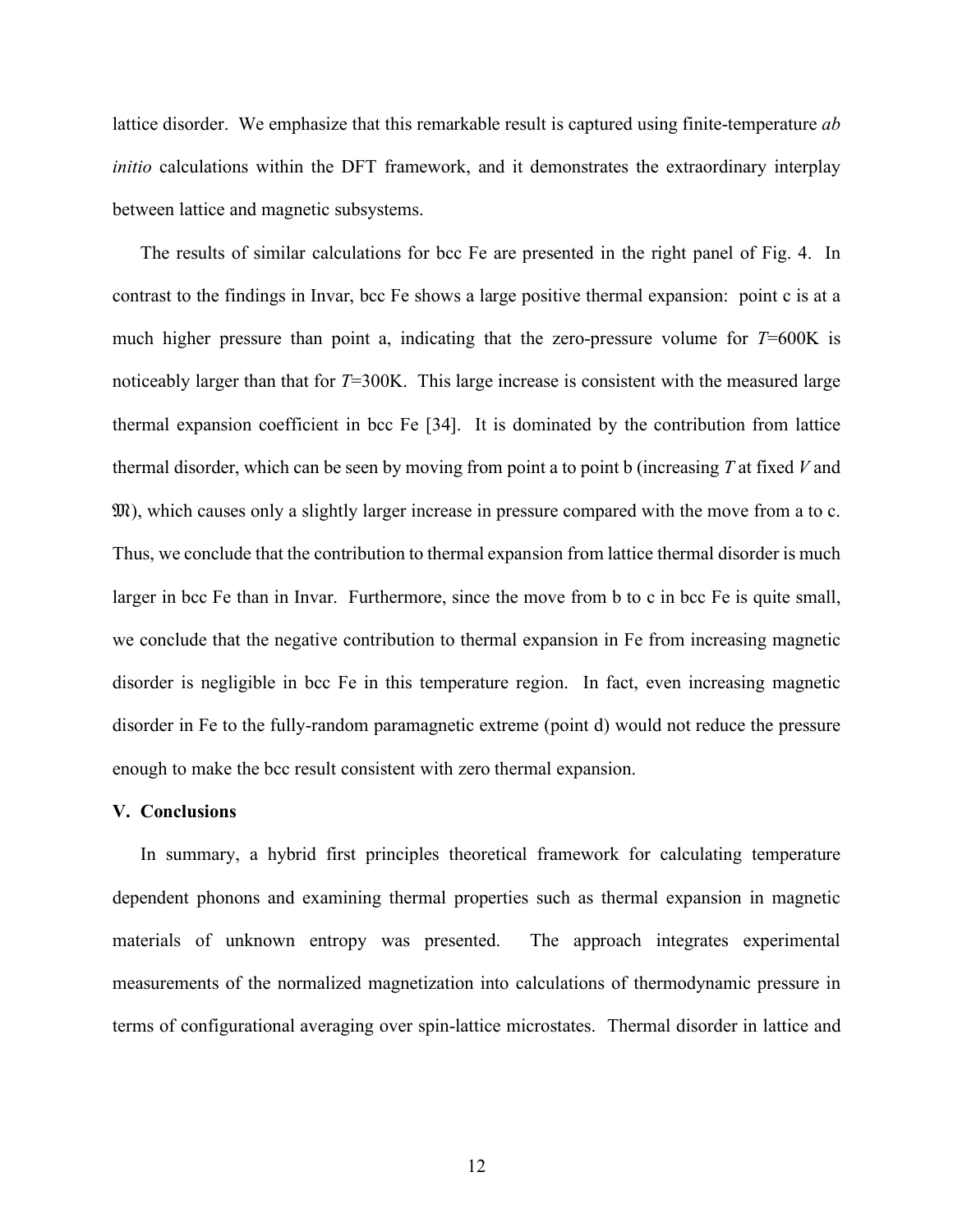lattice disorder. We emphasize that this remarkable result is captured using finite-temperature *ab initio* calculations within the DFT framework, and it demonstrates the extraordinary interplay between lattice and magnetic subsystems.

The results of similar calculations for bcc Fe are presented in the right panel of Fig. 4. In contrast to the findings in Invar, bcc Fe shows a large positive thermal expansion: point c is at a much higher pressure than point a, indicating that the zero-pressure volume for $T$=600K is noticeably larger than that for $T$=300K. This large increase is consistent with the measured large thermal expansion coefficient in bcc Fe [34]. It is dominated by the contribution from lattice thermal disorder, which can be seen by moving from point a to point b (increasing $T$ at fixed $V$ and $\mathfrak{M}$), which causes only a slightly larger increase in pressure compared with the move from a to c. Thus, we conclude that the contribution to thermal expansion from lattice thermal disorder is much larger in bcc Fe than in Invar. Furthermore, since the move from b to c in bcc Fe is quite small, we conclude that the negative contribution to thermal expansion in Fe from increasing magnetic disorder is negligible in bcc Fe in this temperature region. In fact, even increasing magnetic disorder in Fe to the fully-random paramagnetic extreme (point d) would not reduce the pressure enough to make the bcc result consistent with zero thermal expansion.

## V. Conclusions

In summary, a hybrid first principles theoretical framework for calculating temperature dependent phonons and examining thermal properties such as thermal expansion in magnetic materials of unknown entropy was presented. The approach integrates experimental measurements of the normalized magnetization into calculations of thermodynamic pressure in terms of configurational averaging over spin-lattice microstates. Thermal disorder in lattice and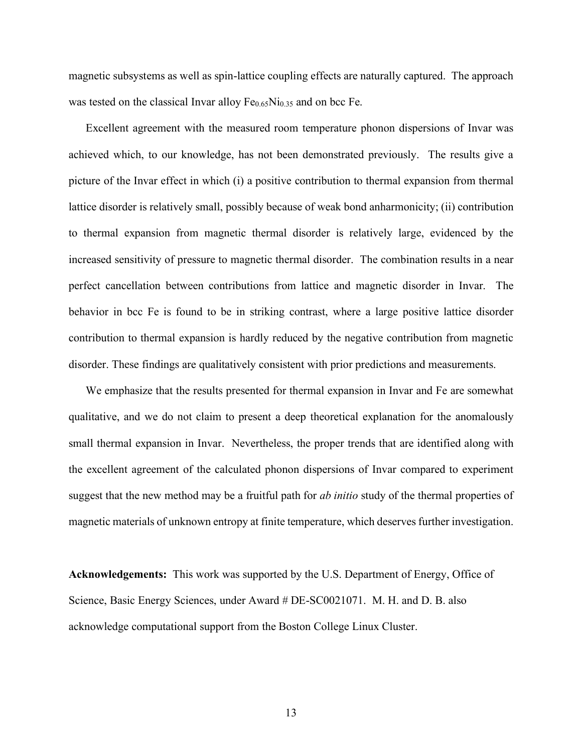magnetic subsystems as well as spin-lattice coupling effects are naturally captured. The approach was tested on the classical Invar alloy $Fe_{0.65}Ni_{0.35}$ and on bcc Fe.

Excellent agreement with the measured room temperature phonon dispersions of Invar was achieved which, to our knowledge, has not been demonstrated previously. The results give a picture of the Invar effect in which (i) a positive contribution to thermal expansion from thermal lattice disorder is relatively small, possibly because of weak bond anharmonicity; (ii) contribution to thermal expansion from magnetic thermal disorder is relatively large, evidenced by the increased sensitivity of pressure to magnetic thermal disorder. The combination results in a near perfect cancellation between contributions from lattice and magnetic disorder in Invar. The behavior in bcc Fe is found to be in striking contrast, where a large positive lattice disorder contribution to thermal expansion is hardly reduced by the negative contribution from magnetic disorder. These findings are qualitatively consistent with prior predictions and measurements.

We emphasize that the results presented for thermal expansion in Invar and Fe are somewhat qualitative, and we do not claim to present a deep theoretical explanation for the anomalously small thermal expansion in Invar. Nevertheless, the proper trends that are identified along with the excellent agreement of the calculated phonon dispersions of Invar compared to experiment suggest that the new method may be a fruitful path for *ab initio* study of the thermal properties of magnetic materials of unknown entropy at finite temperature, which deserves further investigation.

**Acknowledgements:** This work was supported by the U.S. Department of Energy, Office of Science, Basic Energy Sciences, under Award # DE-SC0021071. M. H. and D. B. also acknowledge computational support from the Boston College Linux Cluster.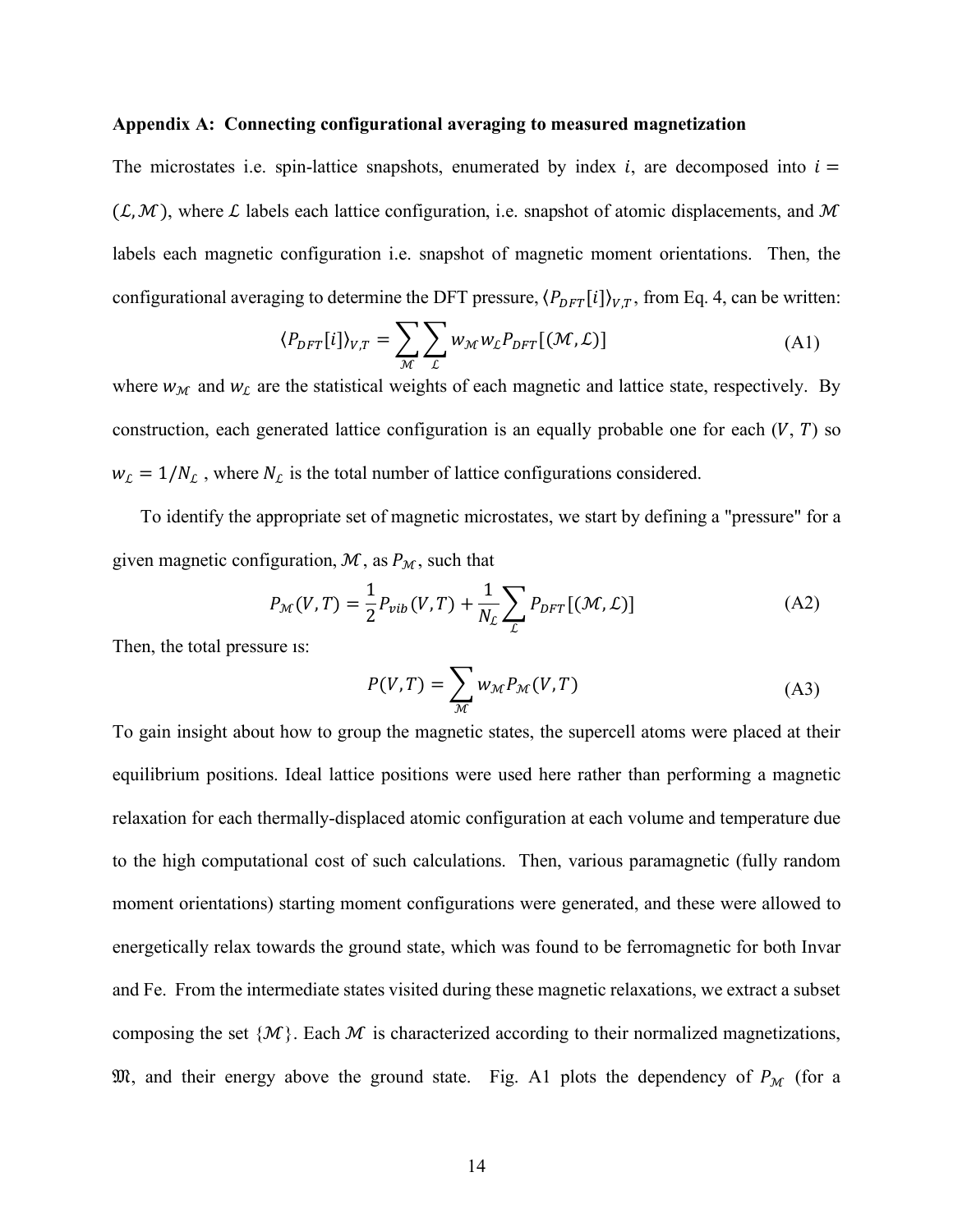**Appendix A: Connecting configurational averaging to measured magnetization**

The microstates i.e. spin-lattice snapshots, enumerated by index $i$, are decomposed into $i = (\mathcal{L}, \mathcal{M})$, where $\mathcal{L}$ labels each lattice configuration, i.e. snapshot of atomic displacements, and $\mathcal{M}$ labels each magnetic configuration i.e. snapshot of magnetic moment orientations. Then, the configurational averaging to determine the DFT pressure, $\langle P_{DFT}[i] \rangle_{V,T}$, from Eq. 4, can be written:

$$\langle P_{DFT}[i] \rangle_{V,T} = \sum_{\mathcal{M}} \sum_{\mathcal{L}} w_{\mathcal{M}} w_{\mathcal{L}} P_{DFT}[(\mathcal{M}, \mathcal{L})] \tag{A1}$$

where $w_{\mathcal{M}}$ and $w_{\mathcal{L}}$ are the statistical weights of each magnetic and lattice state, respectively. By construction, each generated lattice configuration is an equally probable one for each $(V, T)$ so $w_{\mathcal{L}} = 1/N_{\mathcal{L}}$ , where $N_{\mathcal{L}}$ is the total number of lattice configurations considered.

To identify the appropriate set of magnetic microstates, we start by defining a "pressure" for a given magnetic configuration, $\mathcal{M}$, as $P_{\mathcal{M}}$, such that

$$P_{\mathcal{M}}(V, T) = \frac{1}{2} P_{vib}(V, T) + \frac{1}{N_{\mathcal{L}}} \sum_{\mathcal{L}} P_{DFT}[(\mathcal{M}, \mathcal{L})] \tag{A2}$$

Then, the total pressure is:

$$P(V, T) = \sum_{\mathcal{M}} w_{\mathcal{M}} P_{\mathcal{M}}(V, T) \tag{A3}$$

To gain insight about how to group the magnetic states, the supercell atoms were placed at their equilibrium positions. Ideal lattice positions were used here rather than performing a magnetic relaxation for each thermally-displaced atomic configuration at each volume and temperature due to the high computational cost of such calculations. Then, various paramagnetic (fully random moment orientations) starting moment configurations were generated, and these were allowed to energetically relax towards the ground state, which was found to be ferromagnetic for both Invar and Fe. From the intermediate states visited during these magnetic relaxations, we extract a subset composing the set $\{\mathcal{M}\}$. Each $\mathcal{M}$ is characterized according to their normalized magnetizations, $\mathfrak{M}$, and their energy above the ground state. Fig. A1 plots the dependency of $P_{\mathcal{M}}$ (for a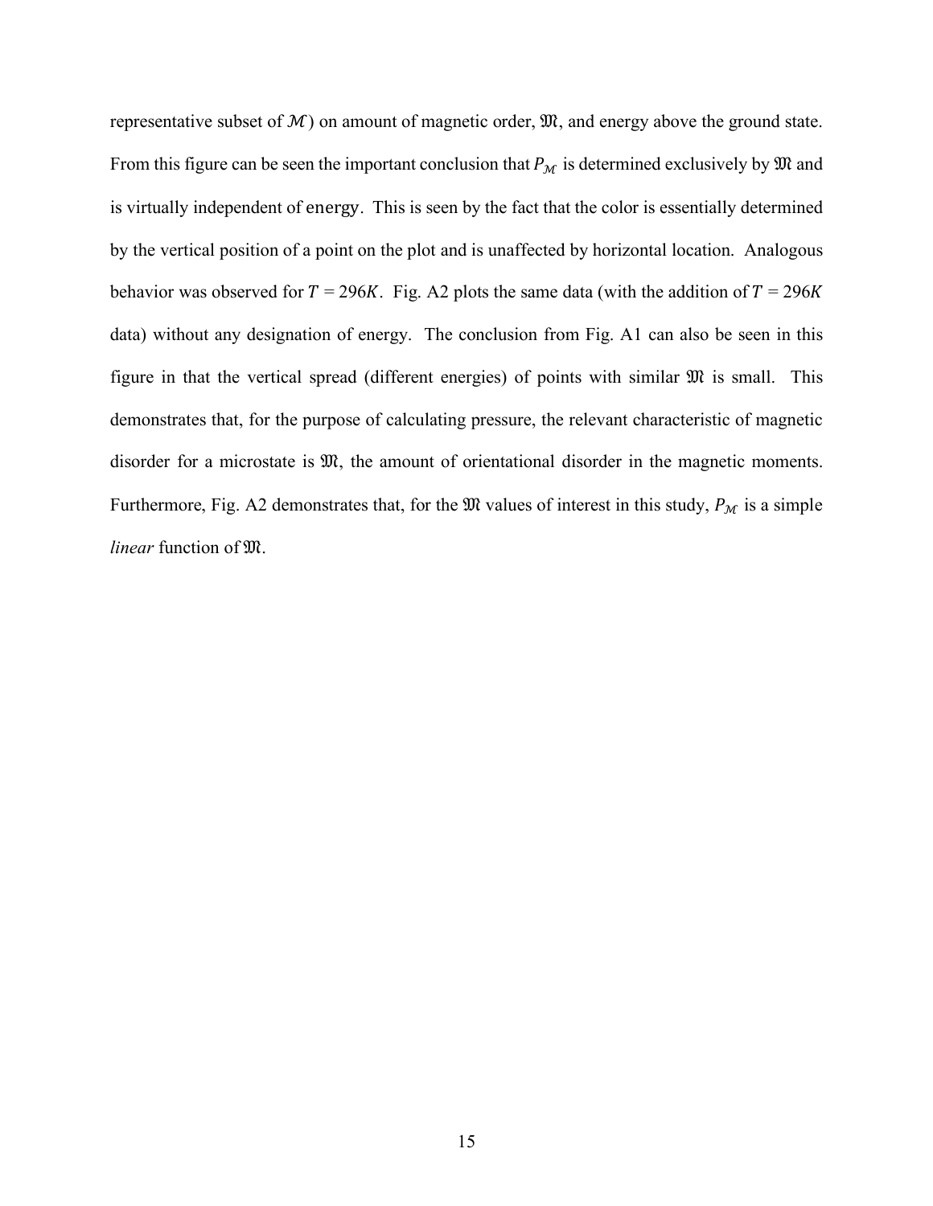representative subset of $\mathcal{M}$) on amount of magnetic order, $\mathfrak{M}$, and energy above the ground state. From this figure can be seen the important conclusion that $P_{\mathcal{M}}$ is determined exclusively by $\mathfrak{M}$ and is virtually independent of energy. This is seen by the fact that the color is essentially determined by the vertical position of a point on the plot and is unaffected by horizontal location. Analogous behavior was observed for $T$ = 296$K$. Fig. A2 plots the same data (with the addition of $T$ = 296$K$ data) without any designation of energy. The conclusion from Fig. A1 can also be seen in this figure in that the vertical spread (different energies) of points with similar $\mathfrak{M}$ is small. This demonstrates that, for the purpose of calculating pressure, the relevant characteristic of magnetic disorder for a microstate is $\mathfrak{M}$, the amount of orientational disorder in the magnetic moments. Furthermore, Fig. A2 demonstrates that, for the $\mathfrak{M}$ values of interest in this study, $P_{\mathcal{M}}$ is a simple *linear* function of $\mathfrak{M}$.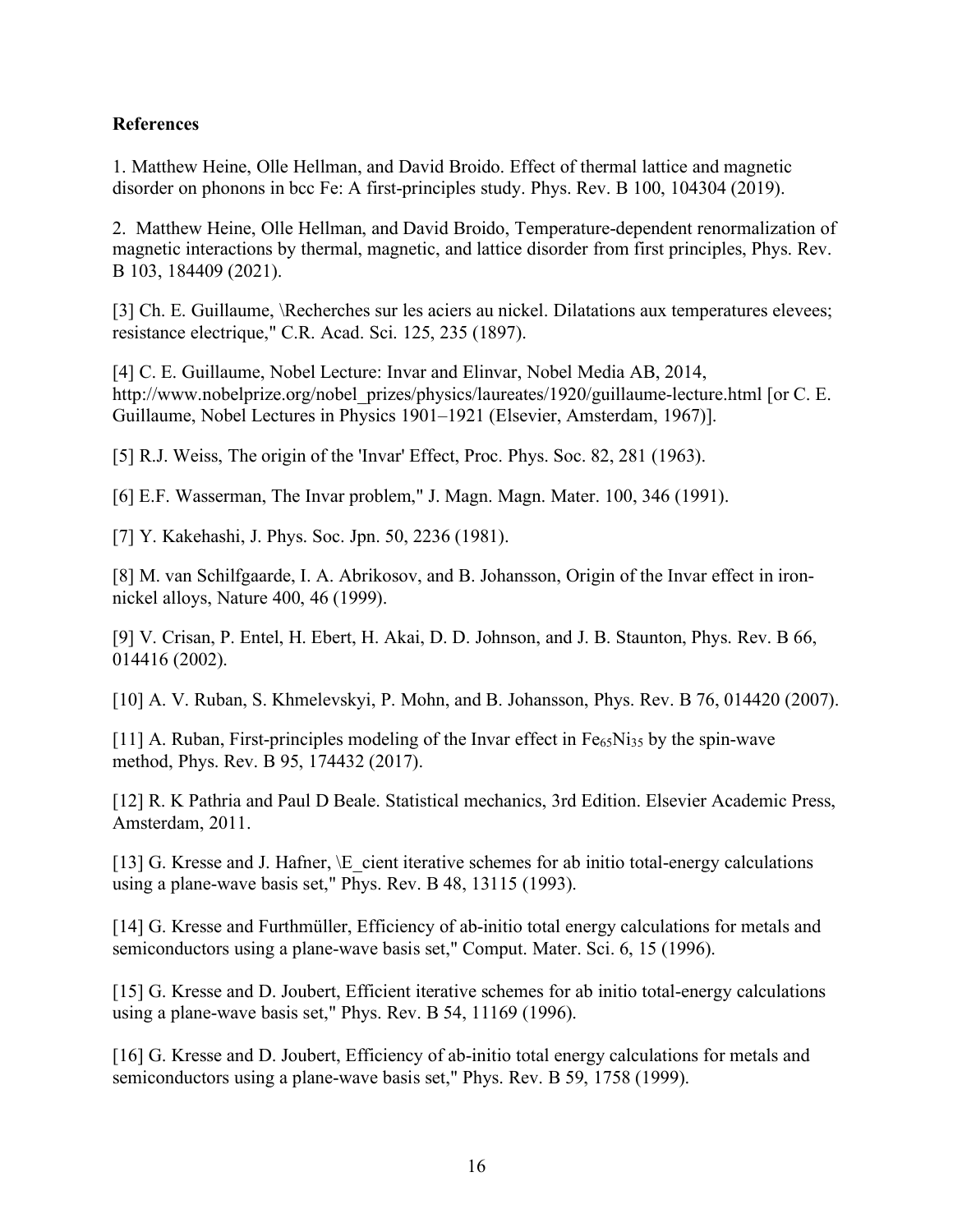**References**

1. Matthew Heine, Olle Hellman, and David Broido. Effect of thermal lattice and magnetic disorder on phonons in bcc Fe: A first-principles study. Phys. Rev. B 100, 104304 (2019).

2. Matthew Heine, Olle Hellman, and David Broido, Temperature-dependent renormalization of magnetic interactions by thermal, magnetic, and lattice disorder from first principles, Phys. Rev. B 103, 184409 (2021).

[3] Ch. E. Guillaume, \Recherches sur les aciers au nickel. Dilatations aux temperatures elevees; resistance electrique," C.R. Acad. Sci. 125, 235 (1897).

[4] C. E. Guillaume, Nobel Lecture: Invar and Elinvar, Nobel Media AB, 2014, http://www.nobelprize.org/nobel_prizes/physics/laureates/1920/guillaume-lecture.html [or C. E. Guillaume, Nobel Lectures in Physics 1901–1921 (Elsevier, Amsterdam, 1967)].

[5] R.J. Weiss, The origin of the 'Invar' Effect, Proc. Phys. Soc. 82, 281 (1963).

[6] E.F. Wasserman, The Invar problem," J. Magn. Magn. Mater. 100, 346 (1991).

[7] Y. Kakehashi, J. Phys. Soc. Jpn. 50, 2236 (1981).

[8] M. van Schilfgaarde, I. A. Abrikosov, and B. Johansson, Origin of the Invar effect in iron-nickel alloys, Nature 400, 46 (1999).

[9] V. Crisan, P. Entel, H. Ebert, H. Akai, D. D. Johnson, and J. B. Staunton, Phys. Rev. B 66, 014416 (2002).

[10] A. V. Ruban, S. Khmelevskyi, P. Mohn, and B. Johansson, Phys. Rev. B 76, 014420 (2007).

[11] A. Ruban, First-principles modeling of the Invar effect in $Fe_{65}Ni_{35}$ by the spin-wave method, Phys. Rev. B 95, 174432 (2017).

[12] R. K Pathria and Paul D Beale. Statistical mechanics, 3rd Edition. Elsevier Academic Press, Amsterdam, 2011.

[13] G. Kresse and J. Hafner, \E_cient iterative schemes for ab initio total-energy calculations using a plane-wave basis set," Phys. Rev. B 48, 13115 (1993).

[14] G. Kresse and Furthmüller, Efficiency of ab-initio total energy calculations for metals and semiconductors using a plane-wave basis set," Comput. Mater. Sci. 6, 15 (1996).

[15] G. Kresse and D. Joubert, Efficient iterative schemes for ab initio total-energy calculations using a plane-wave basis set," Phys. Rev. B 54, 11169 (1996).

[16] G. Kresse and D. Joubert, Efficiency of ab-initio total energy calculations for metals and semiconductors using a plane-wave basis set," Phys. Rev. B 59, 1758 (1999).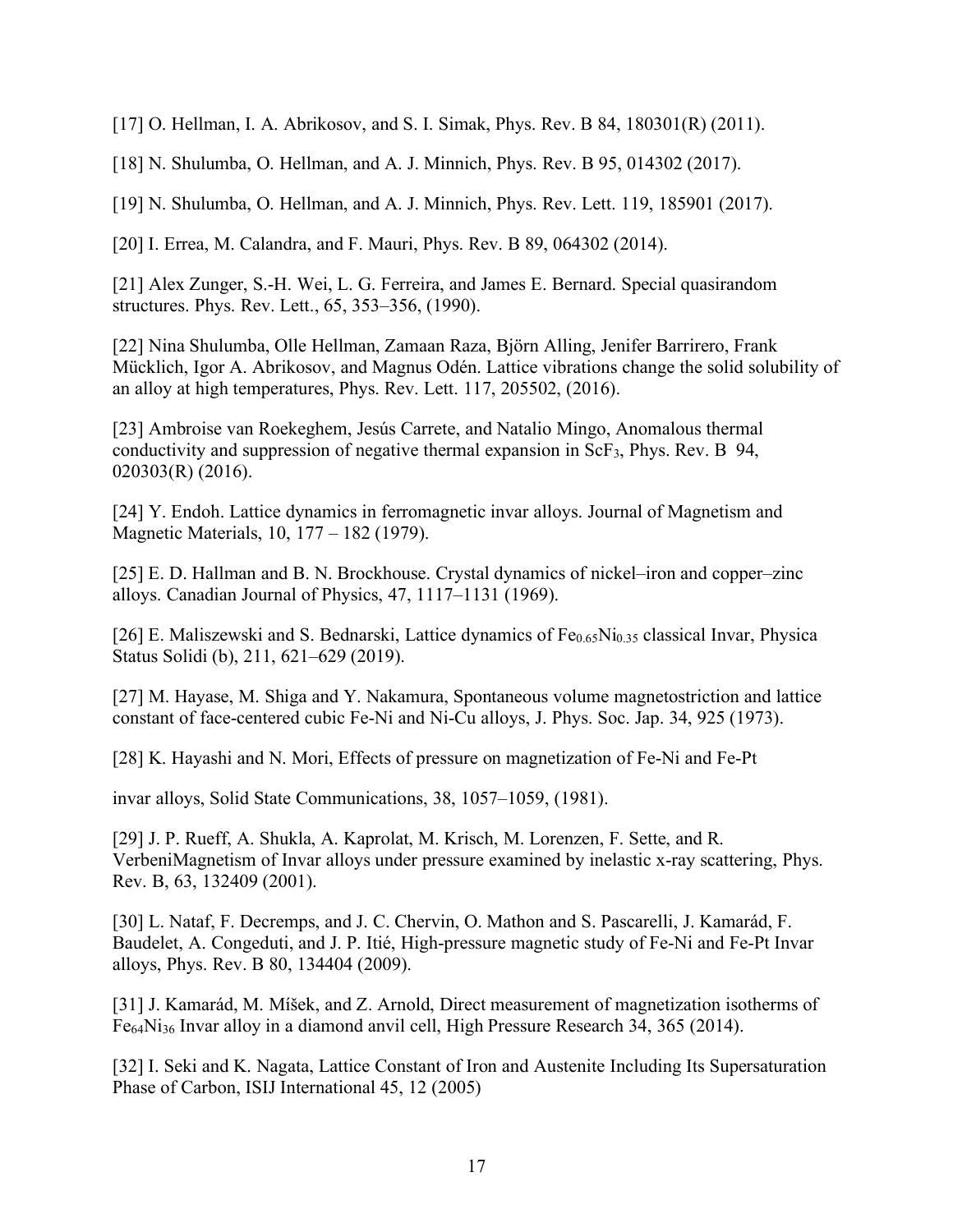[17] O. Hellman, I. A. Abrikosov, and S. I. Simak, Phys. Rev. B 84, 180301(R) (2011).

[18] N. Shulumba, O. Hellman, and A. J. Minnich, Phys. Rev. B 95, 014302 (2017).

[19] N. Shulumba, O. Hellman, and A. J. Minnich, Phys. Rev. Lett. 119, 185901 (2017).

[20] I. Errea, M. Calandra, and F. Mauri, Phys. Rev. B 89, 064302 (2014).

[21] Alex Zunger, S.-H. Wei, L. G. Ferreira, and James E. Bernard. Special quasirandom structures. Phys. Rev. Lett., 65, 353–356, (1990).

[22] Nina Shulumba, Olle Hellman, Zamaan Raza, Björn Alling, Jenifer Barrirero, Frank Mücklich, Igor A. Abrikosov, and Magnus Odén. Lattice vibrations change the solid solubility of an alloy at high temperatures, Phys. Rev. Lett. 117, 205502, (2016).

[23] Ambroise van Roekeghem, Jesús Carrete, and Natalio Mingo, Anomalous thermal conductivity and suppression of negative thermal expansion in $ScF_3$, Phys. Rev. B 94, 020303(R) (2016).

[24] Y. Endoh. Lattice dynamics in ferromagnetic invar alloys. Journal of Magnetism and Magnetic Materials, 10, 177 – 182 (1979).

[25] E. D. Hallman and B. N. Brockhouse. Crystal dynamics of nickel–iron and copper–zinc alloys. Canadian Journal of Physics, 47, 1117–1131 (1969).

[26] E. Maliszewski and S. Bednarski, Lattice dynamics of $Fe_{0.65}Ni_{0.35}$ classical Invar, Physica Status Solidi (b), 211, 621–629 (2019).

[27] M. Hayase, M. Shiga and Y. Nakamura, Spontaneous volume magnetostriction and lattice constant of face-centered cubic Fe-Ni and Ni-Cu alloys, J. Phys. Soc. Jap. 34, 925 (1973).

[28] K. Hayashi and N. Mori, Effects of pressure on magnetization of Fe-Ni and Fe-Pt invar alloys, Solid State Communications, 38, 1057–1059, (1981).

[29] J. P. Rueff, A. Shukla, A. Kaprolat, M. Krisch, M. Lorenzen, F. Sette, and R. VerbeniMagnetism of Invar alloys under pressure examined by inelastic x-ray scattering, Phys. Rev. B, 63, 132409 (2001).

[30] L. Nataf, F. Decremps, and J. C. Chervin, O. Mathon and S. Pascarelli, J. Kamarád, F. Baudelet, A. Congeduti, and J. P. Itié, High-pressure magnetic study of Fe-Ni and Fe-Pt Invar alloys, Phys. Rev. B 80, 134404 (2009).

[31] J. Kamarád, M. Míšek, and Z. Arnold, Direct measurement of magnetization isotherms of $Fe_{64}Ni_{36}$ Invar alloy in a diamond anvil cell, High Pressure Research 34, 365 (2014).

[32] I. Seki and K. Nagata, Lattice Constant of Iron and Austenite Including Its Supersaturation Phase of Carbon, ISIJ International 45, 12 (2005)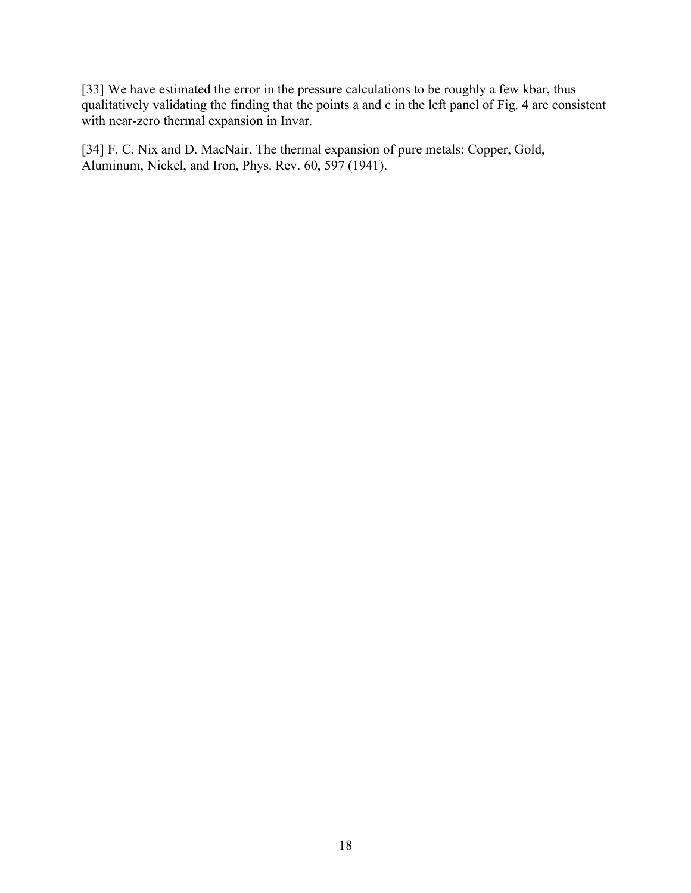[33] We have estimated the error in the pressure calculations to be roughly a few kbar, thus qualitatively validating the finding that the points a and c in the left panel of Fig. 4 are consistent with near-zero thermal expansion in Invar.

[34] F. C. Nix and D. MacNair, The thermal expansion of pure metals: Copper, Gold, Aluminum, Nickel, and Iron, Phys. Rev. 60, 597 (1941).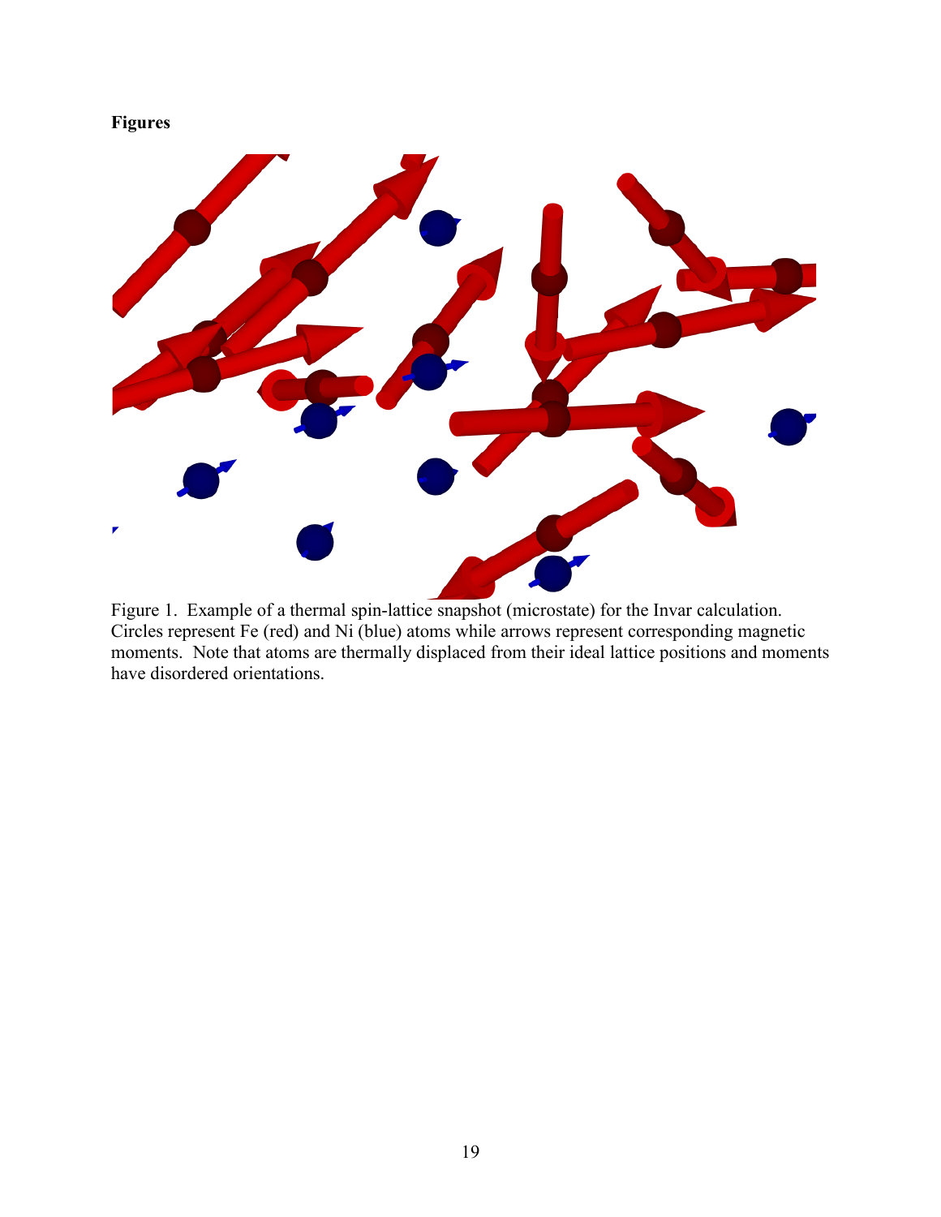**Figures**

Figure 1. Example of a thermal spin-lattice snapshot (microstate) for the Invar calculation. Circles represent Fe (red) and Ni (blue) atoms while arrows represent corresponding magnetic moments. Note that atoms are thermally displaced from their ideal lattice positions and moments have disordered orientations.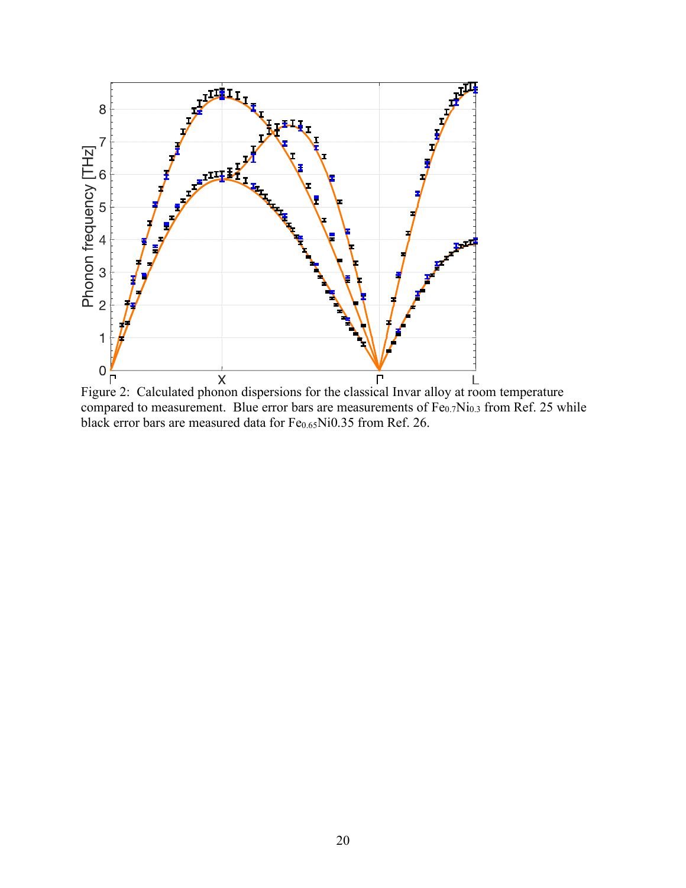Figure 2: Calculated phonon dispersions for the classical Invar alloy at room temperature compared to measurement. Blue error bars are measurements of $Fe_{0.7}Ni_{0.3}$ from Ref. 25 while black error bars are measured data for $Fe_{0.65}$Ni0.35 from Ref. 26.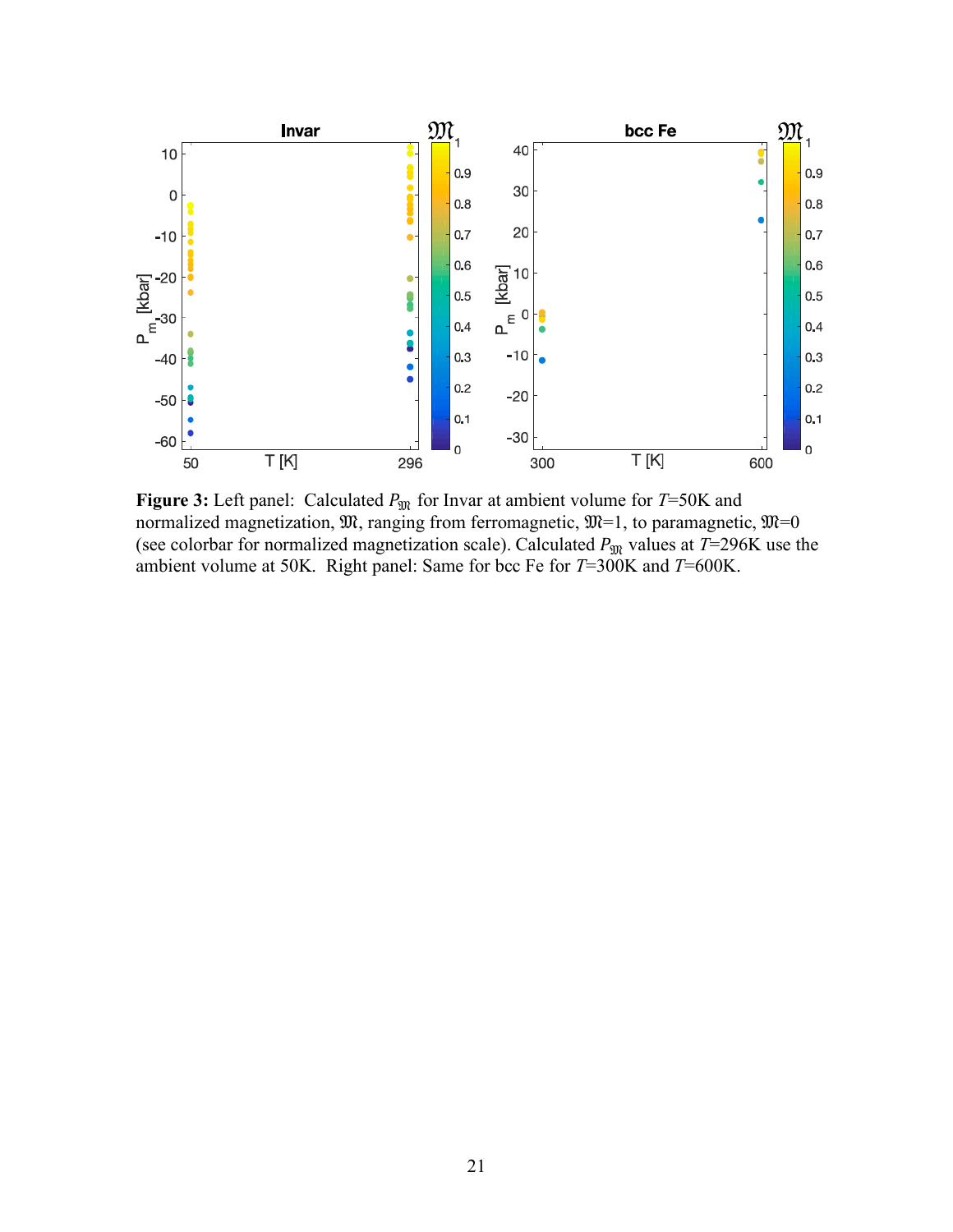**Figure 3:** Left panel: Calculated $P_{\mathfrak{M}}$ for Invar at ambient volume for $T$=50K and normalized magnetization, $\mathfrak{M}$, ranging from ferromagnetic, $\mathfrak{M}$=1, to paramagnetic, $\mathfrak{M}$=0 (see colorbar for normalized magnetization scale). Calculated $P_{\mathfrak{M}}$ values at $T$=296K use the ambient volume at 50K. Right panel: Same for bcc Fe for $T$=300K and $T$=600K.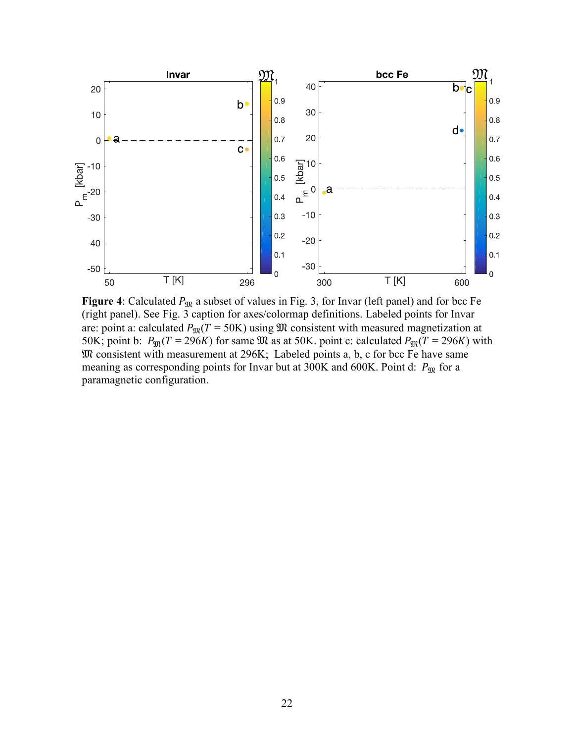**Figure 4**: Calculated $P_{\mathfrak{M}}$ a subset of values in Fig. 3, for Invar (left panel) and for bcc Fe (right panel). See Fig. 3 caption for axes/colormap definitions. Labeled points for Invar are: point a: calculated $P_{\mathfrak{M}}(T = 50\text{K})$ using $\mathfrak{M}$ consistent with measured magnetization at 50K; point b: $P_{\mathfrak{M}}(T = 296K)$ for same $\mathfrak{M}$ as at 50K. point c: calculated $P_{\mathfrak{M}}(T = 296K)$ with $\mathfrak{M}$ consistent with measurement at 296K; Labeled points a, b, c for bcc Fe have same meaning as corresponding points for Invar but at 300K and 600K. Point d: $P_{\mathfrak{M}}$ for a paramagnetic configuration.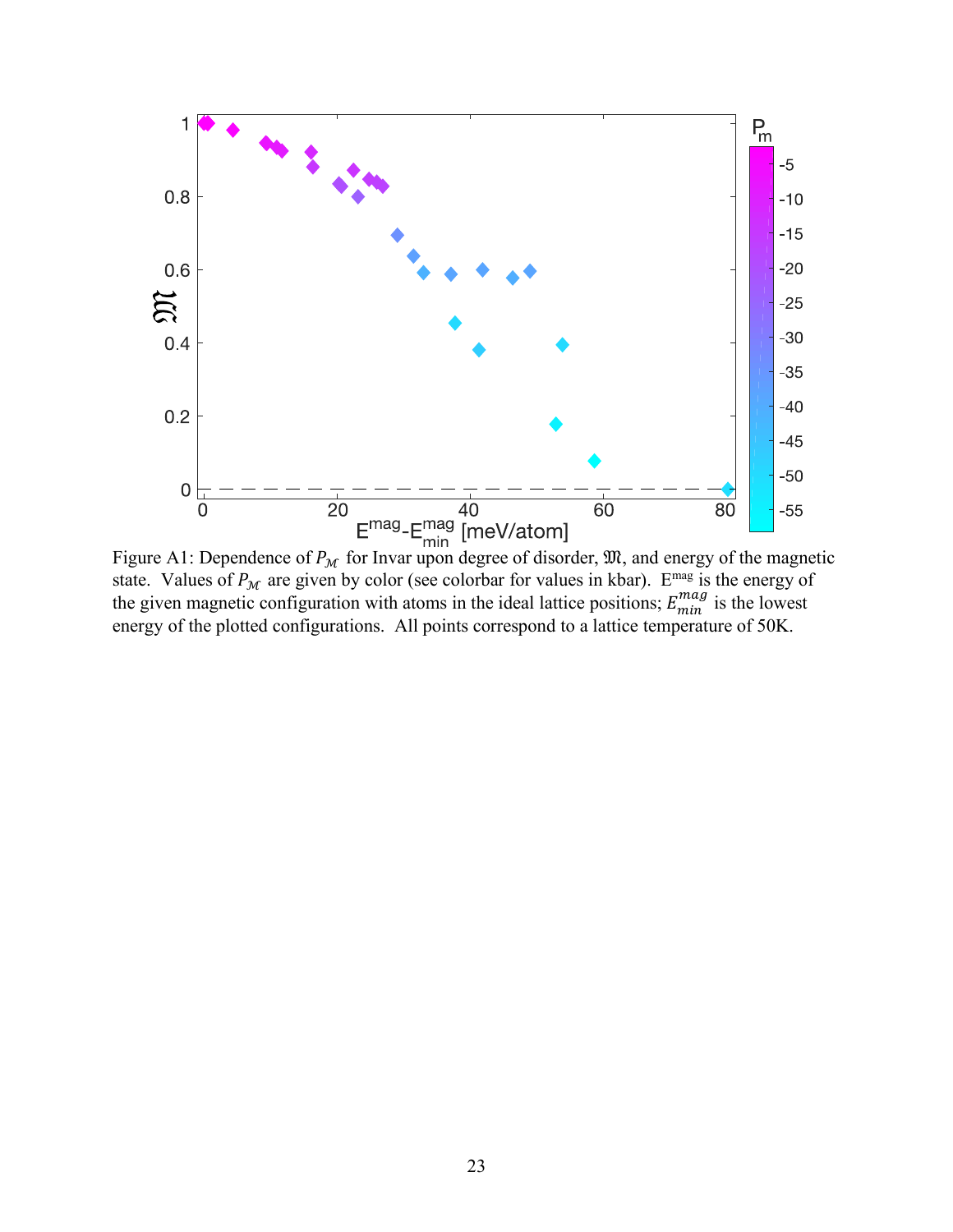Figure A1: Dependence of $P_{\mathcal{M}}$ for Invar upon degree of disorder, $\mathfrak{M}$, and energy of the magnetic state. Values of $P_{\mathcal{M}}$ are given by color (see colorbar for values in kbar). $E^{mag}$ is the energy of the given magnetic configuration with atoms in the ideal lattice positions; $E_{min}^{mag}$ is the lowest energy of the plotted configurations. All points correspond to a lattice temperature of 50K.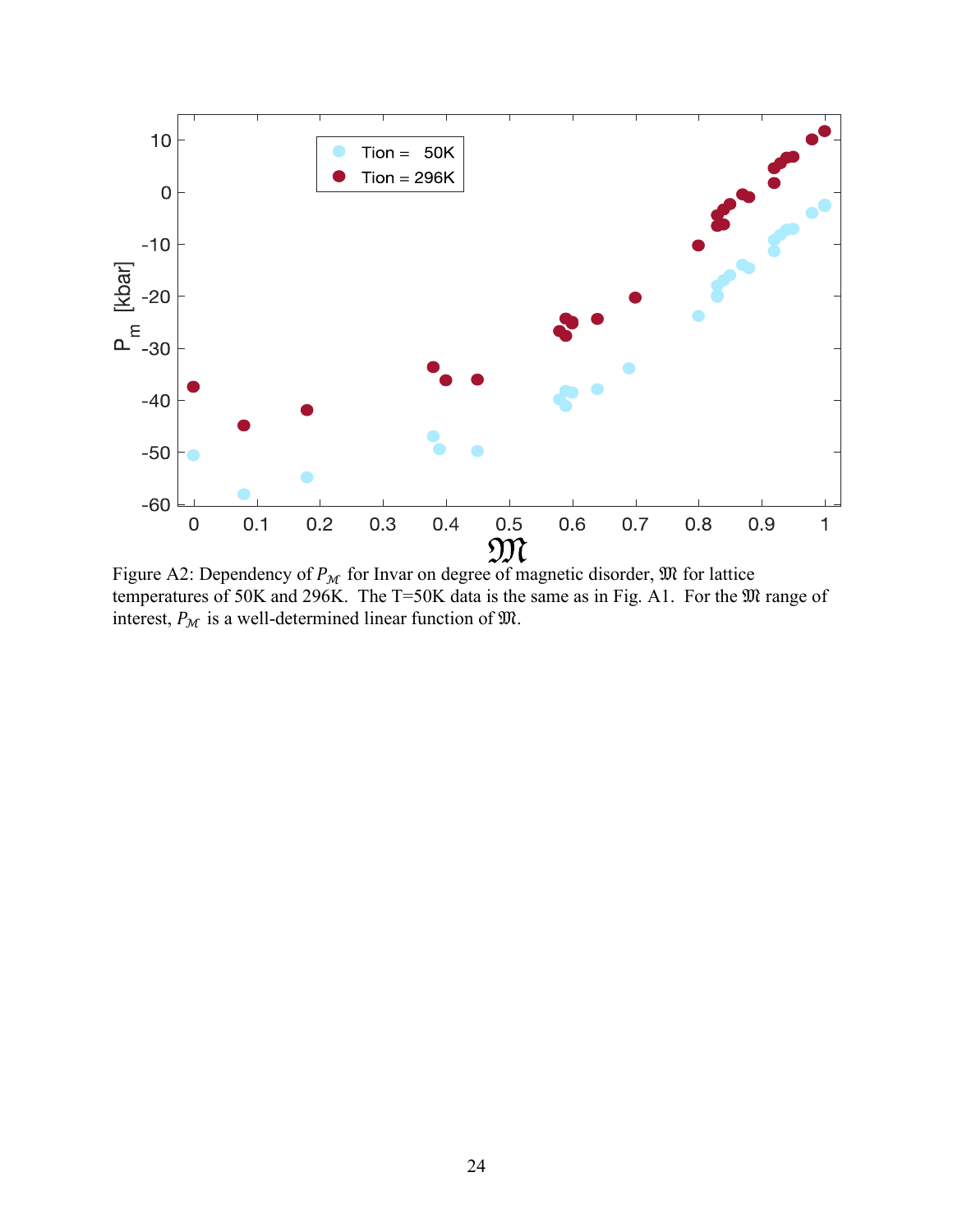Tion = 50K
Tion = 296K

10
0
-10
-20
-30
-40
-50
-60

$P_m$ [kbar]

0
0.1
0.2
0.3
0.4
0.5
0.6
0.7
0.8
0.9
1

$\mathfrak{M}$

Figure A2: Dependency of $P_{\mathcal{M}}$ for Invar on degree of magnetic disorder, $\mathfrak{M}$ for lattice temperatures of 50K and 296K. The T=50K data is the same as in Fig. A1. For the $\mathfrak{M}$ range of interest, $P_{\mathcal{M}}$ is a well-determined linear function of $\mathfrak{M}$.